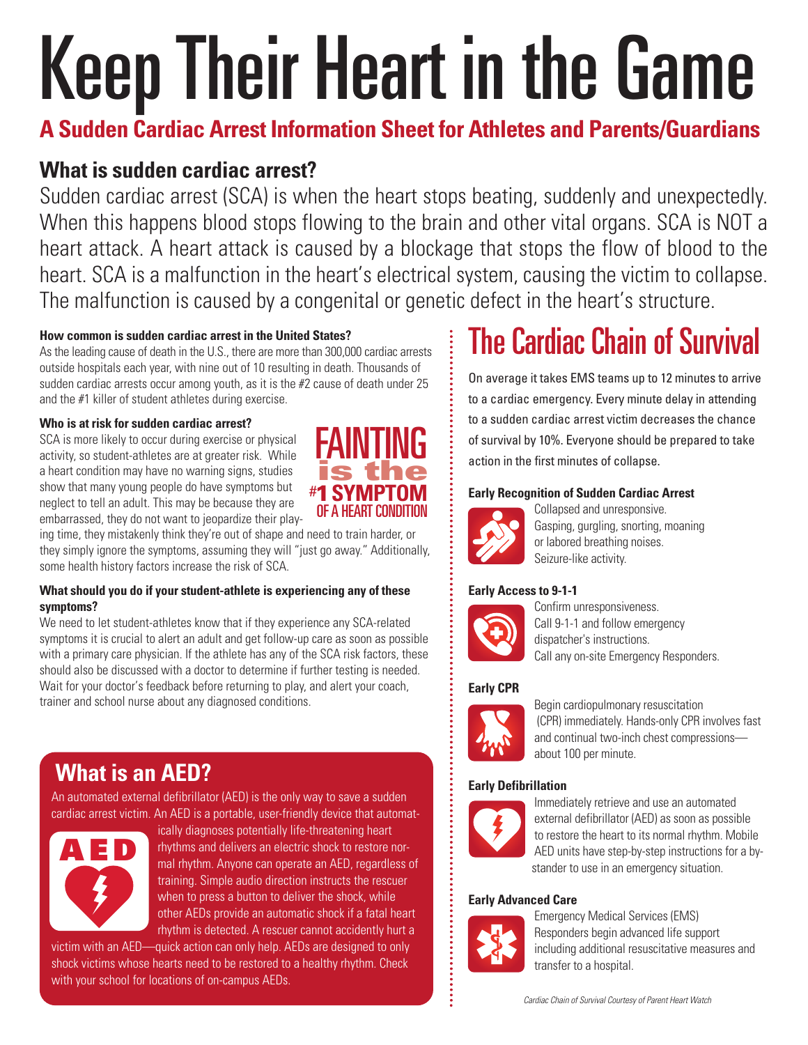# Keep Their Heart in the Game

## A Sudden Cardiac Arrest Information Sheet for Athletes and Parents/Guardians

### What is sudden cardiac arrest?

Sudden cardiac arrest (SCA) is when the heart stops beating, suddenly and unexpectedly. When this happens blood stops flowing to the brain and other vital organs. SCA is NOT a heart attack. A heart attack is caused by a blockage that stops the flow of blood to the heart. SCA is a malfunction in the heart's electrical system, causing the victim to collapse. The malfunction is caused by a congenital or genetic defect in the heart's structure.

**How common is sudden cardiac arrest in the United States?**

As the leading cause of death in the U.S., there are more than 300,000 cardiac arrests outside hospitals each year, with nine out of 10 resulting in death. Thousands of sudden cardiac arrests occur among youth, as it is the #2 cause of death under 25 and the #1 killer of student athletes during exercise.

**Who is at risk for sudden cardiac arrest?**

SCA is more likely to occur during exercise or physical activity, so student-athletes are at greater risk. While a heart condition may have no warning signs, studies show that many young people do have symptoms but neglect to tell an adult. This may be because they are embarrassed, they do not want to jeopardize their playing time, they mistakenly think they're out of shape and need to train harder, or they simply ignore the symptoms, assuming they will "just go away." Additionally, some health history factors increase the risk of SCA.

**FAINTING is the #1 SYMPTOM OF A HEART CONDITION**

**What should you do if your student-athlete is experiencing any of these symptoms?**

We need to let student-athletes know that if they experience any SCA-related symptoms it is crucial to alert an adult and get follow-up care as soon as possible with a primary care physician. If the athlete has any of the SCA risk factors, these should also be discussed with a doctor to determine if further testing is needed. Wait for your doctor's feedback before returning to play, and alert your coach, trainer and school nurse about any diagnosed conditions.

### What is an AED?

An automated external defibrillator (AED) is the only way to save a sudden cardiac arrest victim. An AED is a portable, user-friendly device that automatically diagnoses potentially life-threatening heart rhythms and delivers an electric shock to restore normal rhythm. Anyone can operate an AED, regardless of training. Simple audio direction instructs the rescuer when to press a button to deliver the shock, while other AEDs provide an automatic shock if a fatal heart rhythm is detected. A rescuer cannot accidently hurt a victim with an AED—quick action can only help. AEDs are designed to only shock victims whose hearts need to be restored to a healthy rhythm. Check with your school for locations of on-campus AEDs.

## The Cardiac Chain of Survival

On average it takes EMS teams up to 12 minutes to arrive to a cardiac emergency. Every minute delay in attending to a sudden cardiac arrest victim decreases the chance of survival by 10%. Everyone should be prepared to take action in the first minutes of collapse.

**Early Recognition of Sudden Cardiac Arrest**

Collapsed and unresponsive.
Gasping, gurgling, snorting, moaning or labored breathing noises.
Seizure-like activity.

**Early Access to 9-1-1**

Confirm unresponsiveness.
Call 9-1-1 and follow emergency dispatcher's instructions.
Call any on-site Emergency Responders.

**Early CPR**

Begin cardiopulmonary resuscitation (CPR) immediately. Hands-only CPR involves fast and continual two-inch chest compressions—about 100 per minute.

**Early Defibrillation**

Immediately retrieve and use an automated external defibrillator (AED) as soon as possible to restore the heart to its normal rhythm. Mobile AED units have step-by-step instructions for a bystander to use in an emergency situation.

**Early Advanced Care**

Emergency Medical Services (EMS) Responders begin advanced life support including additional resuscitative measures and transfer to a hospital.

*Cardiac Chain of Survival Courtesy of Parent Heart Watch*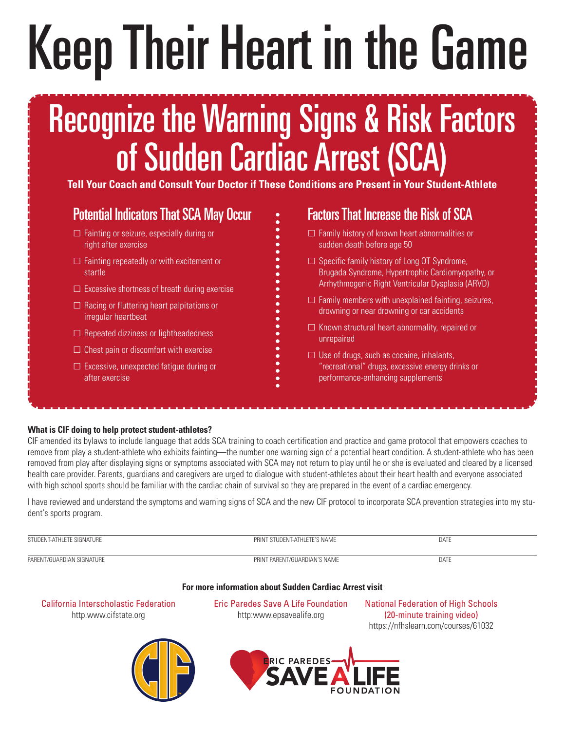# Keep Their Heart in the Game

## Recognize the Warning Signs & Risk Factors of Sudden Cardiac Arrest (SCA)

**Tell Your Coach and Consult Your Doctor if These Conditions are Present in Your Student-Athlete**

### Potential Indicators That SCA May Occur

- ☐ Fainting or seizure, especially during or right after exercise
- ☐ Fainting repeatedly or with excitement or startle
- ☐ Excessive shortness of breath during exercise
- ☐ Racing or fluttering heart palpitations or irregular heartbeat
- ☐ Repeated dizziness or lightheadedness
- ☐ Chest pain or discomfort with exercise
- ☐ Excessive, unexpected fatigue during or after exercise

### Factors That Increase the Risk of SCA

- ☐ Family history of known heart abnormalities or sudden death before age 50
- ☐ Specific family history of Long QT Syndrome, Brugada Syndrome, Hypertrophic Cardiomyopathy, or Arrhythmogenic Right Ventricular Dysplasia (ARVD)
- ☐ Family members with unexplained fainting, seizures, drowning or near drowning or car accidents
- ☐ Known structural heart abnormality, repaired or unrepaired
- ☐ Use of drugs, such as cocaine, inhalants, "recreational" drugs, excessive energy drinks or performance-enhancing supplements

**What is CIF doing to help protect student-athletes?**

CIF amended its bylaws to include language that adds SCA training to coach certification and practice and game protocol that empowers coaches to remove from play a student-athlete who exhibits fainting—the number one warning sign of a potential heart condition. A student-athlete who has been removed from play after displaying signs or symptoms associated with SCA may not return to play until he or she is evaluated and cleared by a licensed health care provider. Parents, guardians and caregivers are urged to dialogue with student-athletes about their heart health and everyone associated with high school sports should be familiar with the cardiac chain of survival so they are prepared in the event of a cardiac emergency.

I have reviewed and understand the symptoms and warning signs of SCA and the new CIF protocol to incorporate SCA prevention strategies into my student's sports program.

STUDENT-ATHLETE SIGNATURE ____________ PRINT STUDENT-ATHLETE'S NAME ____________ DATE ____________

PARENT/GUARDIAN SIGNATURE ____________ PRINT PARENT/GUARDIAN'S NAME ____________ DATE ____________

**For more information about Sudden Cardiac Arrest visit**

California Interscholastic Federation
http.www.cifstate.org

Eric Paredes Save A Life Foundation
http:www.epsavealife.org

National Federation of High Schools (20-minute training video)
https://nfhslearn.com/courses/61032

CIF

ERIC PAREDES SAVE A LIFE FOUNDATION